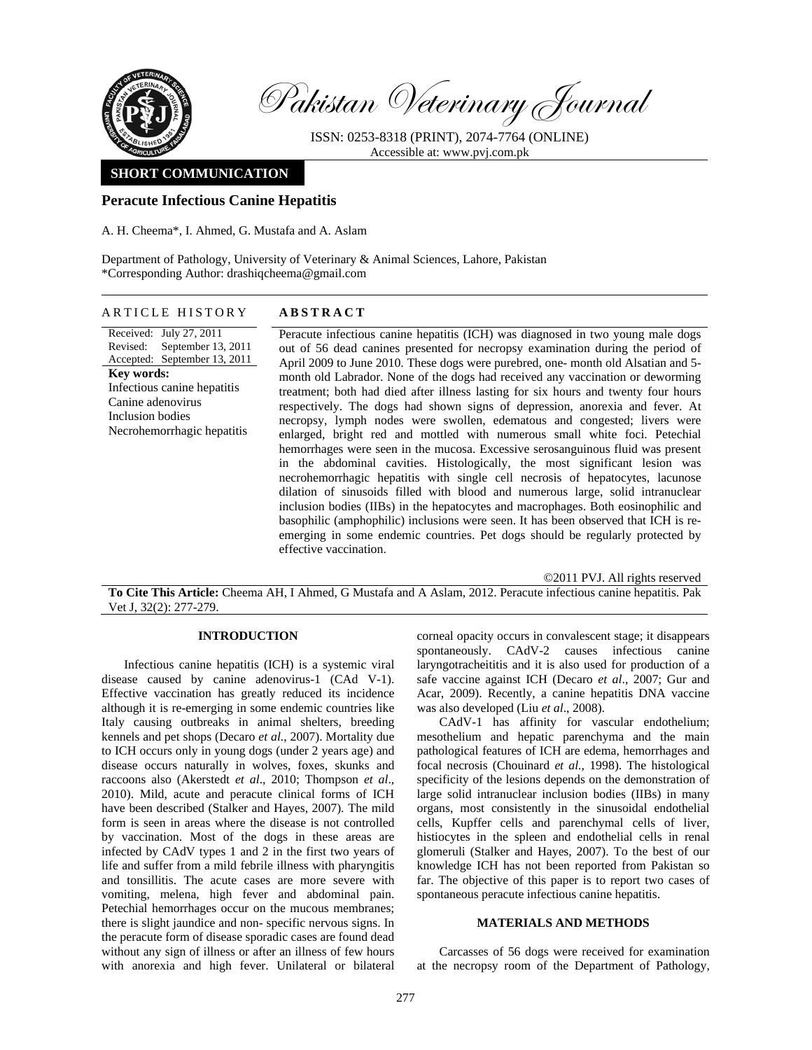# Pakistan Veterinary Journal

ISSN: 0253-8318 (PRINT), 2074-7764 (ONLINE)
Accessible at: www.pvj.com.pk

**SHORT COMMUNICATION**

## Peracute Infectious Canine Hepatitis

A. H. Cheema*, I. Ahmed, G. Mustafa and A. Aslam

Department of Pathology, University of Veterinary & Animal Sciences, Lahore, Pakistan
*Corresponding Author: drashiqcheema@gmail.com

**ARTICLE HISTORY**

Received: July 27, 2011
Revised: September 13, 2011
Accepted: September 13, 2011

**Key words:**
Infectious canine hepatitis
Canine adenovirus
Inclusion bodies
Necrohemorrhagic hepatitis

**ABSTRACT**

Peracute infectious canine hepatitis (ICH) was diagnosed in two young male dogs out of 56 dead canines presented for necropsy examination during the period of April 2009 to June 2010. These dogs were purebred, one- month old Alsatian and 5-month old Labrador. None of the dogs had received any vaccination or deworming treatment; both had died after illness lasting for six hours and twenty four hours respectively. The dogs had shown signs of depression, anorexia and fever. At necropsy, lymph nodes were swollen, edematous and congested; livers were enlarged, bright red and mottled with numerous small white foci. Petechial hemorrhages were seen in the mucosa. Excessive serosanguinous fluid was present in the abdominal cavities. Histologically, the most significant lesion was necrohemorrhagic hepatitis with single cell necrosis of hepatocytes, lacunose dilation of sinusoids filled with blood and numerous large, solid intranuclear inclusion bodies (IIBs) in the hepatocytes and macrophages. Both eosinophilic and basophilic (amphophilic) inclusions were seen. It has been observed that ICH is re-emerging in some endemic countries. Pet dogs should be regularly protected by effective vaccination.

©2011 PVJ. All rights reserved

**To Cite This Article:** Cheema AH, I Ahmed, G Mustafa and A Aslam, 2012. Peracute infectious canine hepatitis. Pak Vet J, 32(2): 277-279.

### INTRODUCTION

Infectious canine hepatitis (ICH) is a systemic viral disease caused by canine adenovirus-1 (CAd V-1). Effective vaccination has greatly reduced its incidence although it is re-emerging in some endemic countries like Italy causing outbreaks in animal shelters, breeding kennels and pet shops (Decaro *et al.*, 2007). Mortality due to ICH occurs only in young dogs (under 2 years age) and disease occurs naturally in wolves, foxes, skunks and raccoons also (Akerstedt *et al*., 2010; Thompson *et al*., 2010). Mild, acute and peracute clinical forms of ICH have been described (Stalker and Hayes, 2007). The mild form is seen in areas where the disease is not controlled by vaccination. Most of the dogs in these areas are infected by CAdV types 1 and 2 in the first two years of life and suffer from a mild febrile illness with pharyngitis and tonsillitis. The acute cases are more severe with vomiting, melena, high fever and abdominal pain. Petechial hemorrhages occur on the mucous membranes; there is slight jaundice and non- specific nervous signs. In the peracute form of disease sporadic cases are found dead without any sign of illness or after an illness of few hours with anorexia and high fever. Unilateral or bilateral corneal opacity occurs in convalescent stage; it disappears spontaneously. CAdV-2 causes infectious canine laryngotracheitis and it is also used for production of a safe vaccine against ICH (Decaro *et al*., 2007; Gur and Acar, 2009). Recently, a canine hepatitis DNA vaccine was also developed (Liu *et al*., 2008).

CAdV-1 has affinity for vascular endothelium; mesothelium and hepatic parenchyma and the main pathological features of ICH are edema, hemorrhages and focal necrosis (Chouinard *et al*., 1998). The histological specificity of the lesions depends on the demonstration of large solid intranuclear inclusion bodies (IIBs) in many organs, most consistently in the sinusoidal endothelial cells, Kupffer cells and parenchymal cells of liver, histiocytes in the spleen and endothelial cells in renal glomeruli (Stalker and Hayes, 2007). To the best of our knowledge ICH has not been reported from Pakistan so far. The objective of this paper is to report two cases of spontaneous peracute infectious canine hepatitis.

### MATERIALS AND METHODS

Carcasses of 56 dogs were received for examination at the necropsy room of the Department of Pathology,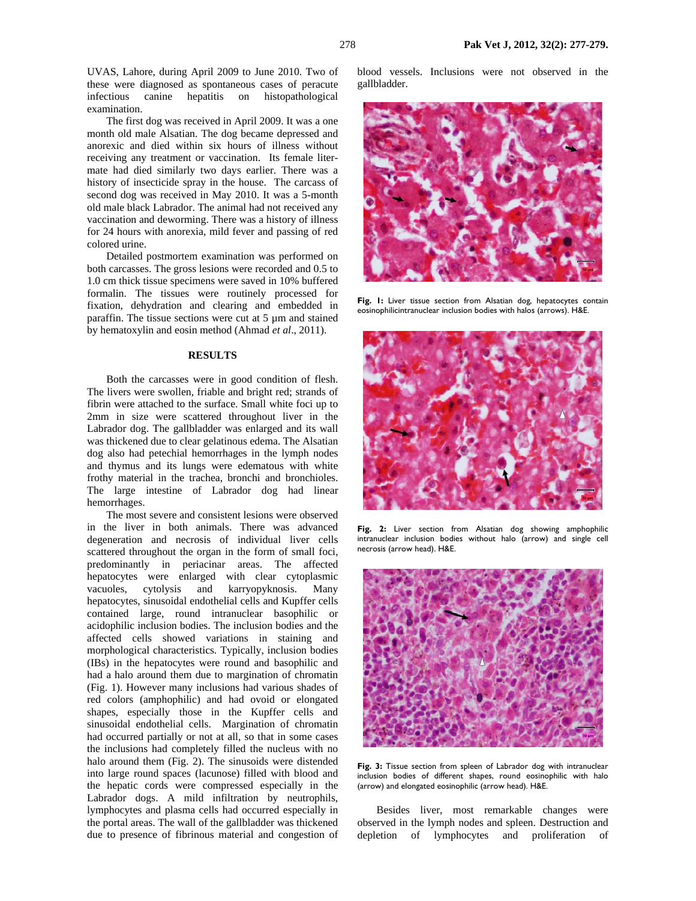UVAS, Lahore, during April 2009 to June 2010. Two of these were diagnosed as spontaneous cases of peracute infectious canine hepatitis on histopathological examination.

The first dog was received in April 2009. It was a one month old male Alsatian. The dog became depressed and anorexic and died within six hours of illness without receiving any treatment or vaccination. Its female liter-mate had died similarly two days earlier. There was a history of insecticide spray in the house. The carcass of second dog was received in May 2010. It was a 5-month old male black Labrador. The animal had not received any vaccination and deworming. There was a history of illness for 24 hours with anorexia, mild fever and passing of red colored urine.

Detailed postmortem examination was performed on both carcasses. The gross lesions were recorded and 0.5 to 1.0 cm thick tissue specimens were saved in 10% buffered formalin. The tissues were routinely processed for fixation, dehydration and clearing and embedded in paraffin. The tissue sections were cut at 5 µm and stained by hematoxylin and eosin method (Ahmad *et al*., 2011).

## RESULTS

Both the carcasses were in good condition of flesh. The livers were swollen, friable and bright red; strands of fibrin were attached to the surface. Small white foci up to 2mm in size were scattered throughout liver in the Labrador dog. The gallbladder was enlarged and its wall was thickened due to clear gelatinous edema. The Alsatian dog also had petechial hemorrhages in the lymph nodes and thymus and its lungs were edematous with white frothy material in the trachea, bronchi and bronchioles. The large intestine of Labrador dog had linear hemorrhages.

The most severe and consistent lesions were observed in the liver in both animals. There was advanced degeneration and necrosis of individual liver cells scattered throughout the organ in the form of small foci, predominantly in periacinar areas. The affected hepatocytes were enlarged with clear cytoplasmic vacuoles, cytolysis and karryopyknosis. Many hepatocytes, sinusoidal endothelial cells and Kupffer cells contained large, round intranuclear basophilic or acidophilic inclusion bodies. The inclusion bodies and the affected cells showed variations in staining and morphological characteristics. Typically, inclusion bodies (IBs) in the hepatocytes were round and basophilic and had a halo around them due to margination of chromatin (Fig. 1). However many inclusions had various shades of red colors (amphophilic) and had ovoid or elongated shapes, especially those in the Kupffer cells and sinusoidal endothelial cells. Margination of chromatin had occurred partially or not at all, so that in some cases the inclusions had completely filled the nucleus with no halo around them (Fig. 2). The sinusoids were distended into large round spaces (lacunose) filled with blood and the hepatic cords were compressed especially in the Labrador dogs. A mild infiltration by neutrophils, lymphocytes and plasma cells had occurred especially in the portal areas. The wall of the gallbladder was thickened due to presence of fibrinous material and congestion of blood vessels. Inclusions were not observed in the gallbladder.

**Fig. 1:** Liver tissue section from Alsatian dog, hepatocytes contain eosinophilicintranuclear inclusion bodies with halos (arrows). H&E.

**Fig. 2:** Liver section from Alsatian dog showing amphophilic intranuclear inclusion bodies without halo (arrow) and single cell necrosis (arrow head). H&E.

**Fig. 3:** Tissue section from spleen of Labrador dog with intranuclear inclusion bodies of different shapes, round eosinophilic with halo (arrow) and elongated eosinophilic (arrow head). H&E.

Besides liver, most remarkable changes were observed in the lymph nodes and spleen. Destruction and depletion of lymphocytes and proliferation of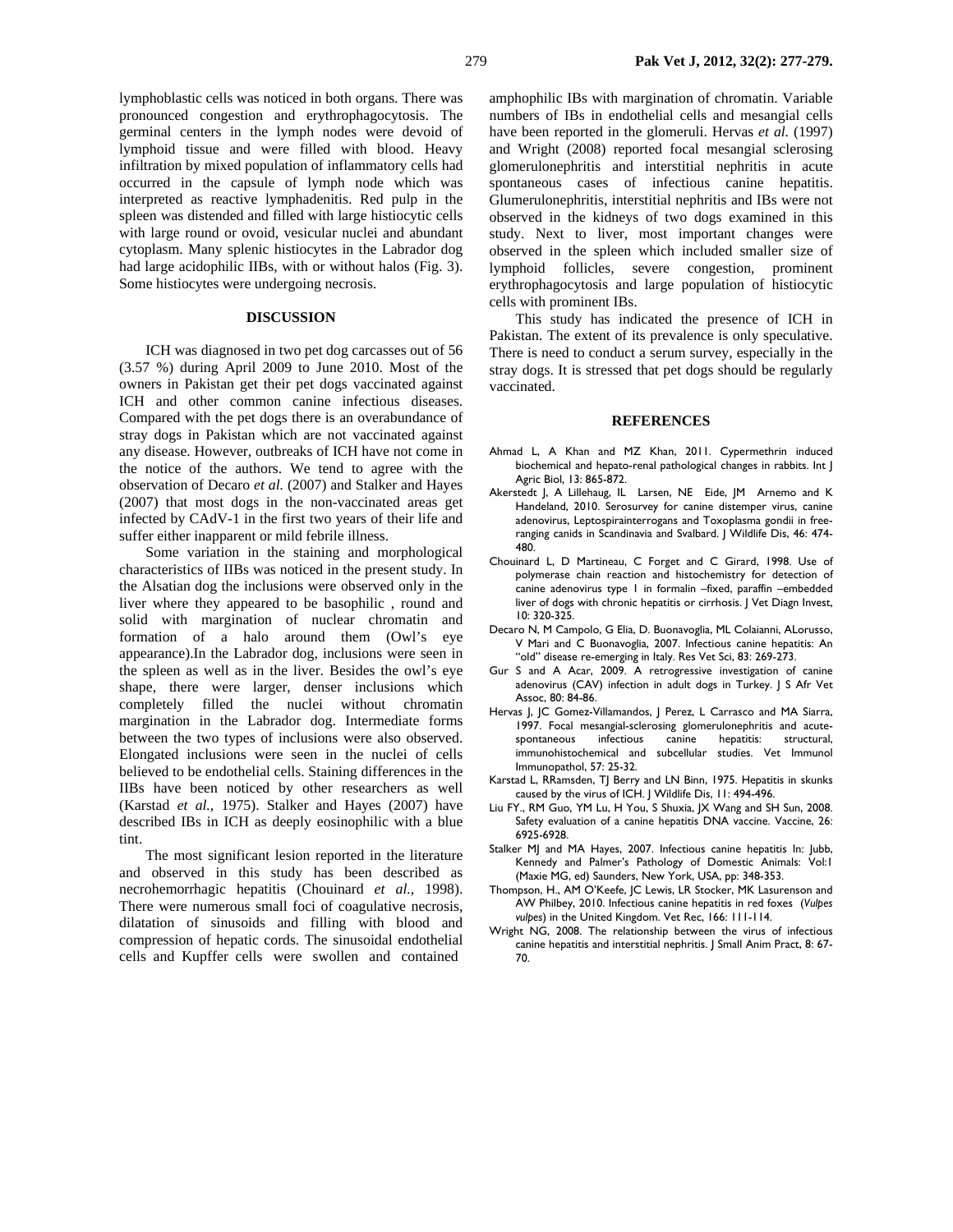lymphoblastic cells was noticed in both organs. There was pronounced congestion and erythrophagocytosis. The germinal centers in the lymph nodes were devoid of lymphoid tissue and were filled with blood. Heavy infiltration by mixed population of inflammatory cells had occurred in the capsule of lymph node which was interpreted as reactive lymphadenitis. Red pulp in the spleen was distended and filled with large histiocytic cells with large round or ovoid, vesicular nuclei and abundant cytoplasm. Many splenic histiocytes in the Labrador dog had large acidophilic IIBs, with or without halos (Fig. 3). Some histiocytes were undergoing necrosis.

## DISCUSSION

ICH was diagnosed in two pet dog carcasses out of 56 (3.57 %) during April 2009 to June 2010. Most of the owners in Pakistan get their pet dogs vaccinated against ICH and other common canine infectious diseases. Compared with the pet dogs there is an overabundance of stray dogs in Pakistan which are not vaccinated against any disease. However, outbreaks of ICH have not come in the notice of the authors. We tend to agree with the observation of Decaro *et al.* (2007) and Stalker and Hayes (2007) that most dogs in the non-vaccinated areas get infected by CAdV-1 in the first two years of their life and suffer either inapparent or mild febrile illness.

Some variation in the staining and morphological characteristics of IIBs was noticed in the present study. In the Alsatian dog the inclusions were observed only in the liver where they appeared to be basophilic , round and solid with margination of nuclear chromatin and formation of a halo around them (Owl's eye appearance).In the Labrador dog, inclusions were seen in the spleen as well as in the liver. Besides the owl's eye shape, there were larger, denser inclusions which completely filled the nuclei without chromatin margination in the Labrador dog. Intermediate forms between the two types of inclusions were also observed. Elongated inclusions were seen in the nuclei of cells believed to be endothelial cells. Staining differences in the IIBs have been noticed by other researchers as well (Karstad *et al.*, 1975). Stalker and Hayes (2007) have described IBs in ICH as deeply eosinophilic with a blue tint.

The most significant lesion reported in the literature and observed in this study has been described as necrohemorrhagic hepatitis (Chouinard *et al.*, 1998). There were numerous small foci of coagulative necrosis, dilatation of sinusoids and filling with blood and compression of hepatic cords. The sinusoidal endothelial cells and Kupffer cells were swollen and contained amphophilic IBs with margination of chromatin. Variable numbers of IBs in endothelial cells and mesangial cells have been reported in the glomeruli. Hervas *et al.* (1997) and Wright (2008) reported focal mesangial sclerosing glomerulonephritis and interstitial nephritis in acute spontaneous cases of infectious canine hepatitis. Glumerulonephritis, interstitial nephritis and IBs were not observed in the kidneys of two dogs examined in this study. Next to liver, most important changes were observed in the spleen which included smaller size of lymphoid follicles, severe congestion, prominent erythrophagocytosis and large population of histiocytic cells with prominent IBs.

This study has indicated the presence of ICH in Pakistan. The extent of its prevalence is only speculative. There is need to conduct a serum survey, especially in the stray dogs. It is stressed that pet dogs should be regularly vaccinated.

## REFERENCES

Ahmad L, A Khan and MZ Khan, 2011. Cypermethrin induced biochemical and hepato-renal pathological changes in rabbits. Int J Agric Biol, 13: 865-872.

Akerstedt J, A Lillehaug, IL Larsen, NE Eide, JM Arnemo and K Handeland, 2010. Serosurvey for canine distemper virus, canine adenovirus, Leptospirainterrogans and Toxoplasma gondii in free-ranging canids in Scandinavia and Svalbard. J Wildlife Dis, 46: 474-480.

Chouinard L, D Martineau, C Forget and C Girard, 1998. Use of polymerase chain reaction and histochemistry for detection of canine adenovirus type 1 in formalin –fixed, paraffin –embedded liver of dogs with chronic hepatitis or cirrhosis. J Vet Diagn Invest, 10: 320-325.

Decaro N, M Campolo, G Elia, D. Buonavoglia, ML Colaianni, ALorusso, V Mari and C Buonavoglia, 2007. Infectious canine hepatitis: An "old" disease re-emerging in Italy. Res Vet Sci, 83: 269-273.

Gur S and A Acar, 2009. A retrogressive investigation of canine adenovirus (CAV) infection in adult dogs in Turkey. J S Afr Vet Assoc, 80: 84-86.

Hervas J, JC Gomez-Villamandos, J Perez, L Carrasco and MA Siarra, 1997. Focal mesangial-sclerosing glomerulonephritis and acute-spontaneous infectious canine hepatitis: structural, immunohistochemical and subcellular studies. Vet Immunol Immunopathol, 57: 25-32.

Karstad L, RRamsden, TJ Berry and LN Binn, 1975. Hepatitis in skunks caused by the virus of ICH. J Wildlife Dis, 11: 494-496.

Liu FY., RM Guo, YM Lu, H You, S Shuxia, JX Wang and SH Sun, 2008. Safety evaluation of a canine hepatitis DNA vaccine. Vaccine, 26: 6925-6928.

Stalker MJ and MA Hayes, 2007. Infectious canine hepatitis In: Jubb, Kennedy and Palmer's Pathology of Domestic Animals: Vol:1 (Maxie MG, ed) Saunders, New York, USA, pp: 348-353.

Thompson, H., AM O'Keefe, JC Lewis, LR Stocker, MK Lasurenson and AW Philbey, 2010. Infectious canine hepatitis in red foxes (*Vulpes vulpes*) in the United Kingdom. Vet Rec, 166: 111-114.

Wright NG, 2008. The relationship between the virus of infectious canine hepatitis and interstitial nephritis. J Small Anim Pract, 8: 67-70.